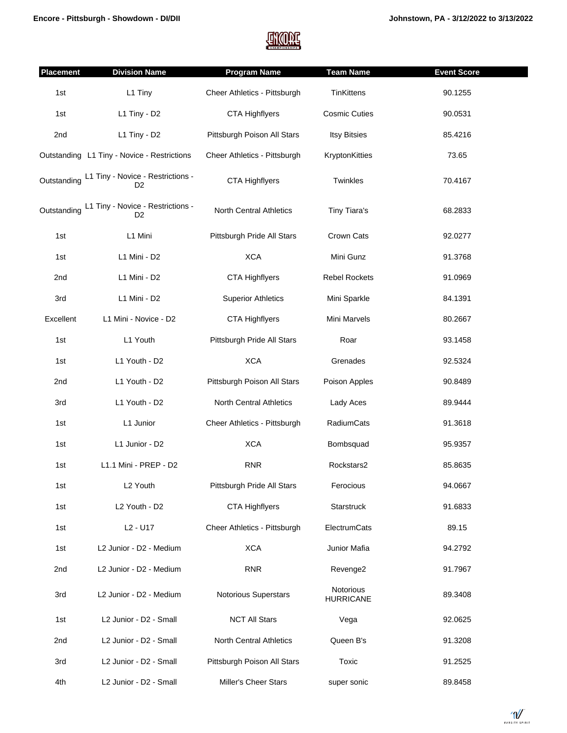Encore - Pittsburgh - Showdown - DI/DII

Johnstown, PA - 3/12/2022 to 3/13/2022

| Placement | Division Name | Program Name | Team Name | Event Score |
|---|---|---|---|---|
| 1st | L1 Tiny | Cheer Athletics - Pittsburgh | TinKittens | 90.1255 |
| 1st | L1 Tiny - D2 | CTA Highflyers | Cosmic Cuties | 90.0531 |
| 2nd | L1 Tiny - D2 | Pittsburgh Poison All Stars | Itsy Bitsies | 85.4216 |
| Outstanding | L1 Tiny - Novice - Restrictions | Cheer Athletics - Pittsburgh | KryptonKitties | 73.65 |
| Outstanding | L1 Tiny - Novice - Restrictions - D2 | CTA Highflyers | Twinkles | 70.4167 |
| Outstanding | L1 Tiny - Novice - Restrictions - D2 | North Central Athletics | Tiny Tiara's | 68.2833 |
| 1st | L1 Mini | Pittsburgh Pride All Stars | Crown Cats | 92.0277 |
| 1st | L1 Mini - D2 | XCA | Mini Gunz | 91.3768 |
| 2nd | L1 Mini - D2 | CTA Highflyers | Rebel Rockets | 91.0969 |
| 3rd | L1 Mini - D2 | Superior Athletics | Mini Sparkle | 84.1391 |
| Excellent | L1 Mini - Novice - D2 | CTA Highflyers | Mini Marvels | 80.2667 |
| 1st | L1 Youth | Pittsburgh Pride All Stars | Roar | 93.1458 |
| 1st | L1 Youth - D2 | XCA | Grenades | 92.5324 |
| 2nd | L1 Youth - D2 | Pittsburgh Poison All Stars | Poison Apples | 90.8489 |
| 3rd | L1 Youth - D2 | North Central Athletics | Lady Aces | 89.9444 |
| 1st | L1 Junior | Cheer Athletics - Pittsburgh | RadiumCats | 91.3618 |
| 1st | L1 Junior - D2 | XCA | Bombsquad | 95.9357 |
| 1st | L1.1 Mini - PREP - D2 | RNR | Rockstars2 | 85.8635 |
| 1st | L2 Youth | Pittsburgh Pride All Stars | Ferocious | 94.0667 |
| 1st | L2 Youth - D2 | CTA Highflyers | Starstruck | 91.6833 |
| 1st | L2 - U17 | Cheer Athletics - Pittsburgh | ElectrumCats | 89.15 |
| 1st | L2 Junior - D2 - Medium | XCA | Junior Mafia | 94.2792 |
| 2nd | L2 Junior - D2 - Medium | RNR | Revenge2 | 91.7967 |
| 3rd | L2 Junior - D2 - Medium | Notorious Superstars | Notorious HURRICANE | 89.3408 |
| 1st | L2 Junior - D2 - Small | NCT All Stars | Vega | 92.0625 |
| 2nd | L2 Junior - D2 - Small | North Central Athletics | Queen B's | 91.3208 |
| 3rd | L2 Junior - D2 - Small | Pittsburgh Poison All Stars | Toxic | 91.2525 |
| 4th | L2 Junior - D2 - Small | Miller's Cheer Stars | super sonic | 89.8458 |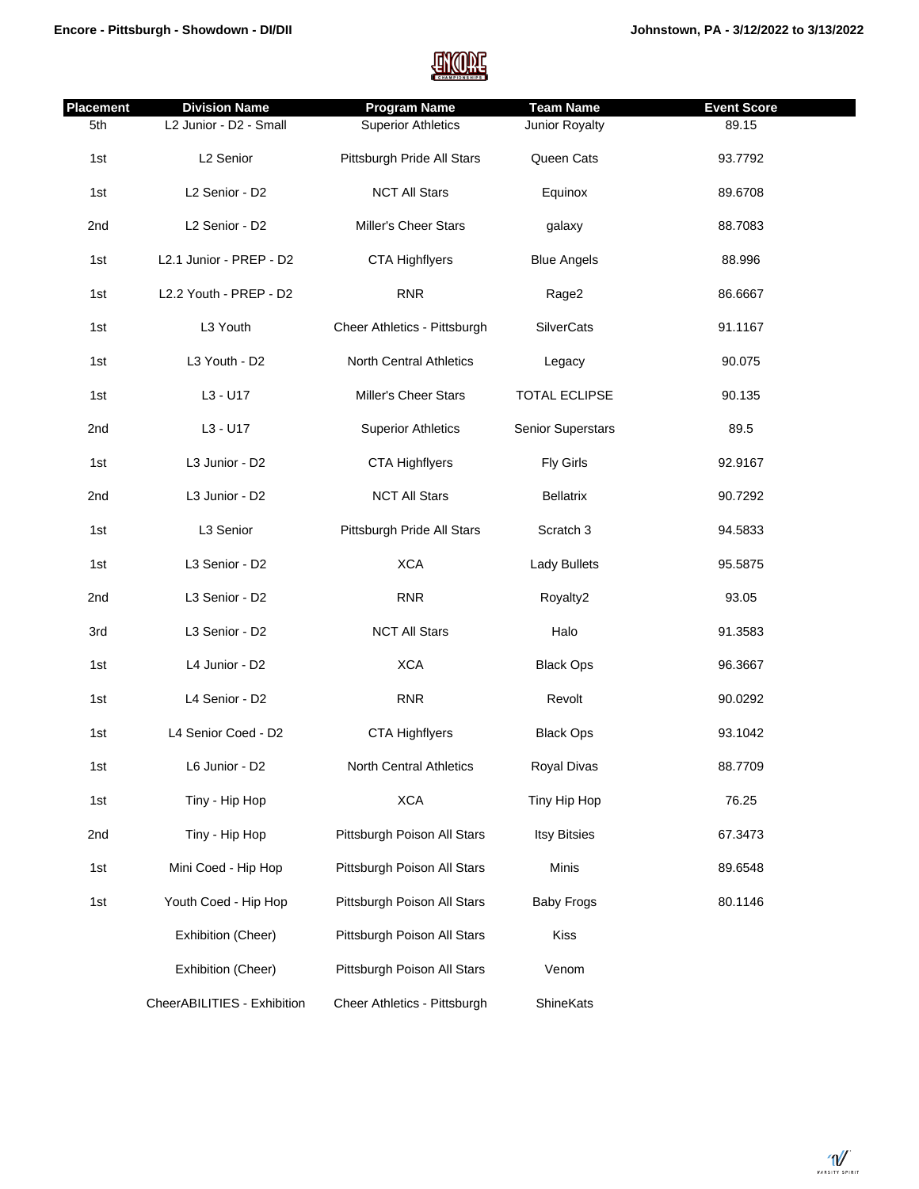| Placement | Division Name | Program Name | Team Name | Event Score |
|---|---|---|---|---|
| 5th | L2 Junior - D2 - Small | Superior Athletics | Junior Royalty | 89.15 |
| 1st | L2 Senior | Pittsburgh Pride All Stars | Queen Cats | 93.7792 |
| 1st | L2 Senior - D2 | NCT All Stars | Equinox | 89.6708 |
| 2nd | L2 Senior - D2 | Miller's Cheer Stars | galaxy | 88.7083 |
| 1st | L2.1 Junior - PREP - D2 | CTA Highflyers | Blue Angels | 88.996 |
| 1st | L2.2 Youth - PREP - D2 | RNR | Rage2 | 86.6667 |
| 1st | L3 Youth | Cheer Athletics - Pittsburgh | SilverCats | 91.1167 |
| 1st | L3 Youth - D2 | North Central Athletics | Legacy | 90.075 |
| 1st | L3 - U17 | Miller's Cheer Stars | TOTAL ECLIPSE | 90.135 |
| 2nd | L3 - U17 | Superior Athletics | Senior Superstars | 89.5 |
| 1st | L3 Junior - D2 | CTA Highflyers | Fly Girls | 92.9167 |
| 2nd | L3 Junior - D2 | NCT All Stars | Bellatrix | 90.7292 |
| 1st | L3 Senior | Pittsburgh Pride All Stars | Scratch 3 | 94.5833 |
| 1st | L3 Senior - D2 | XCA | Lady Bullets | 95.5875 |
| 2nd | L3 Senior - D2 | RNR | Royalty2 | 93.05 |
| 3rd | L3 Senior - D2 | NCT All Stars | Halo | 91.3583 |
| 1st | L4 Junior - D2 | XCA | Black Ops | 96.3667 |
| 1st | L4 Senior - D2 | RNR | Revolt | 90.0292 |
| 1st | L4 Senior Coed - D2 | CTA Highflyers | Black Ops | 93.1042 |
| 1st | L6 Junior - D2 | North Central Athletics | Royal Divas | 88.7709 |
| 1st | Tiny - Hip Hop | XCA | Tiny Hip Hop | 76.25 |
| 2nd | Tiny - Hip Hop | Pittsburgh Poison All Stars | Itsy Bitsies | 67.3473 |
| 1st | Mini Coed - Hip Hop | Pittsburgh Poison All Stars | Minis | 89.6548 |
| 1st | Youth Coed - Hip Hop | Pittsburgh Poison All Stars | Baby Frogs | 80.1146 |
| | Exhibition (Cheer) | Pittsburgh Poison All Stars | Kiss | |
| | Exhibition (Cheer) | Pittsburgh Poison All Stars | Venom | |
| | CheerABILITIES - Exhibition | Cheer Athletics - Pittsburgh | ShineKats | |